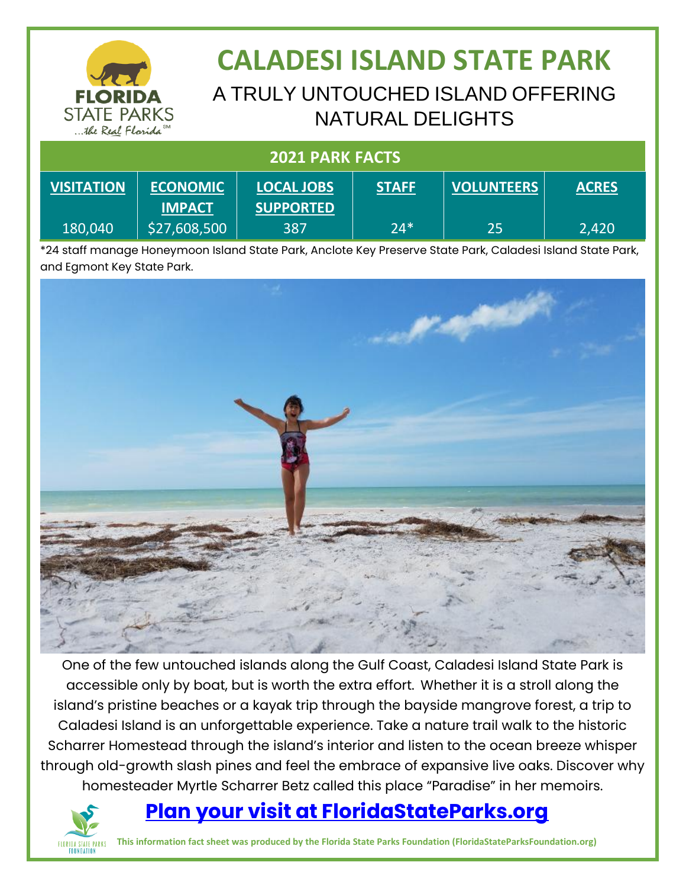# CALADESI ISLAND STATE PARK

## A TRULY UNTOUCHED ISLAND OFFERING NATURAL DELIGHTS

**2021 PARK FACTS**

| VISITATION | ECONOMIC IMPACT | LOCAL JOBS SUPPORTED | STAFF | VOLUNTEERS | ACRES |
|---|---|---|---|---|---|
| 180,040 | $27,608,500 | 387 | 24* | 25 | 2,420 |

*24 staff manage Honeymoon Island State Park, Anclote Key Preserve State Park, Caladesi Island State Park, and Egmont Key State Park.

One of the few untouched islands along the Gulf Coast, Caladesi Island State Park is accessible only by boat, but is worth the extra effort. Whether it is a stroll along the island's pristine beaches or a kayak trip through the bayside mangrove forest, a trip to Caladesi Island is an unforgettable experience. Take a nature trail walk to the historic Scharrer Homestead through the island's interior and listen to the ocean breeze whisper through old-growth slash pines and feel the embrace of expansive live oaks. Discover why homesteader Myrtle Scharrer Betz called this place "Paradise" in her memoirs.

**Plan your visit at FloridaStateParks.org**

**This information fact sheet was produced by the Florida State Parks Foundation (FloridaStateParksFoundation.org)**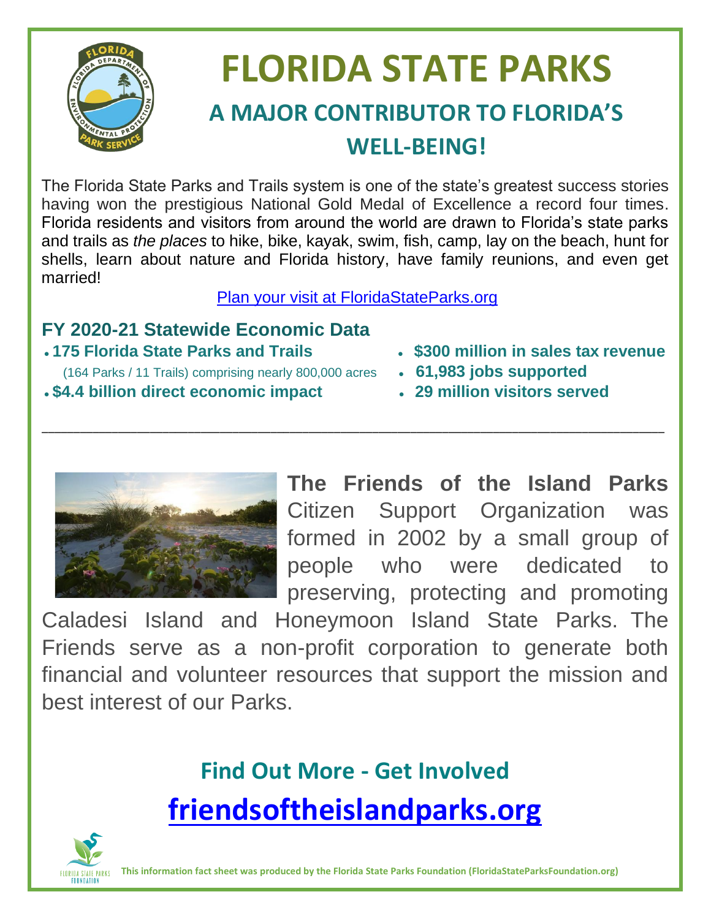# FLORIDA STATE PARKS

## A MAJOR CONTRIBUTOR TO FLORIDA'S WELL-BEING!

The Florida State Parks and Trails system is one of the state's greatest success stories having won the prestigious National Gold Medal of Excellence a record four times. Florida residents and visitors from around the world are drawn to Florida's state parks and trails as *the places* to hike, bike, kayak, swim, fish, camp, lay on the beach, hunt for shells, learn about nature and Florida history, have family reunions, and even get married!

[Plan your visit at FloridaStateParks.org](https://FloridaStateParks.org)

### FY 2020-21 Statewide Economic Data

- **175 Florida State Parks and Trails**
  (164 Parks / 11 Trails) comprising nearly 800,000 acres
- **$4.4 billion direct economic impact**
- **$300 million in sales tax revenue**
- **61,983 jobs supported**
- **29 million visitors served**

---

**The Friends of the Island Parks** Citizen Support Organization was formed in 2002 by a small group of people who were dedicated to preserving, protecting and promoting Caladesi Island and Honeymoon Island State Parks. The Friends serve as a non-profit corporation to generate both financial and volunteer resources that support the mission and best interest of our Parks.

## Find Out More - Get Involved

## [friendsoftheislandparks.org](https://friendsoftheislandparks.org)

**This information fact sheet was produced by the Florida State Parks Foundation (FloridaStateParksFoundation.org)**